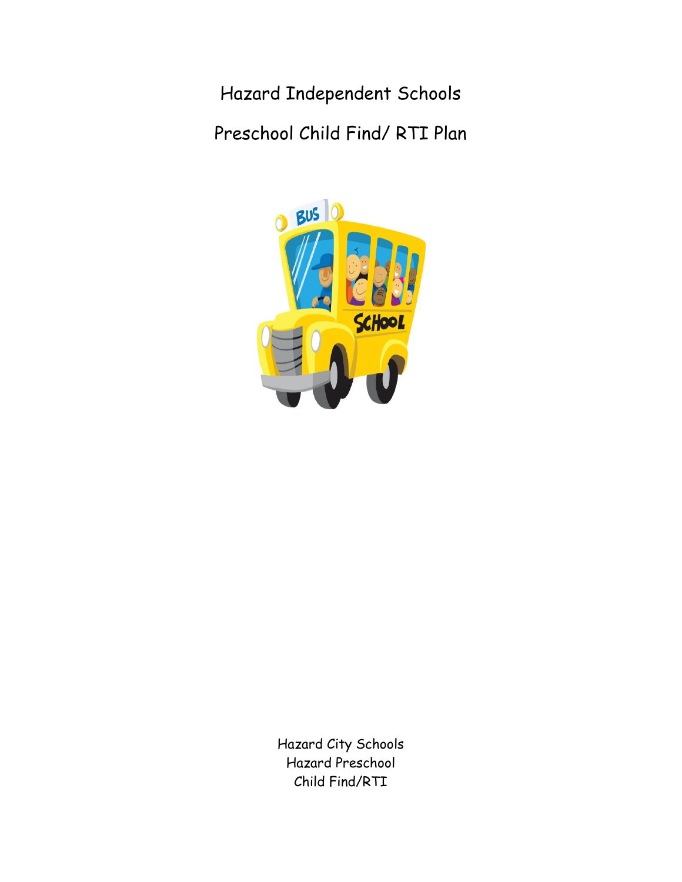# Hazard Independent Schools

## Preschool Child Find/ RTI Plan

Hazard City Schools
Hazard Preschool
Child Find/RTI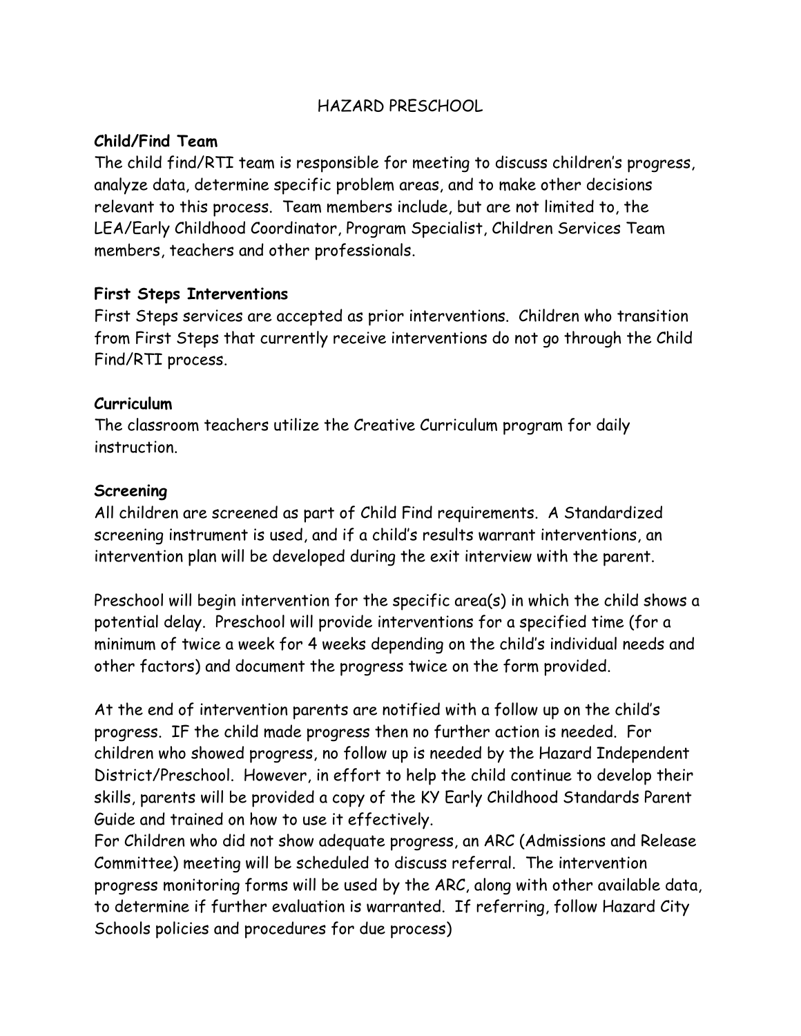# HAZARD PRESCHOOL

**Child/Find Team**

The child find/RTI team is responsible for meeting to discuss children's progress, analyze data, determine specific problem areas, and to make other decisions relevant to this process. Team members include, but are not limited to, the LEA/Early Childhood Coordinator, Program Specialist, Children Services Team members, teachers and other professionals.

**First Steps Interventions**

First Steps services are accepted as prior interventions. Children who transition from First Steps that currently receive interventions do not go through the Child Find/RTI process.

**Curriculum**

The classroom teachers utilize the Creative Curriculum program for daily instruction.

**Screening**

All children are screened as part of Child Find requirements. A Standardized screening instrument is used, and if a child's results warrant interventions, an intervention plan will be developed during the exit interview with the parent.

Preschool will begin intervention for the specific area(s) in which the child shows a potential delay. Preschool will provide interventions for a specified time (for a minimum of twice a week for 4 weeks depending on the child's individual needs and other factors) and document the progress twice on the form provided.

At the end of intervention parents are notified with a follow up on the child's progress. IF the child made progress then no further action is needed. For children who showed progress, no follow up is needed by the Hazard Independent District/Preschool. However, in effort to help the child continue to develop their skills, parents will be provided a copy of the KY Early Childhood Standards Parent Guide and trained on how to use it effectively.

For Children who did not show adequate progress, an ARC (Admissions and Release Committee) meeting will be scheduled to discuss referral. The intervention progress monitoring forms will be used by the ARC, along with other available data, to determine if further evaluation is warranted. If referring, follow Hazard City Schools policies and procedures for due process)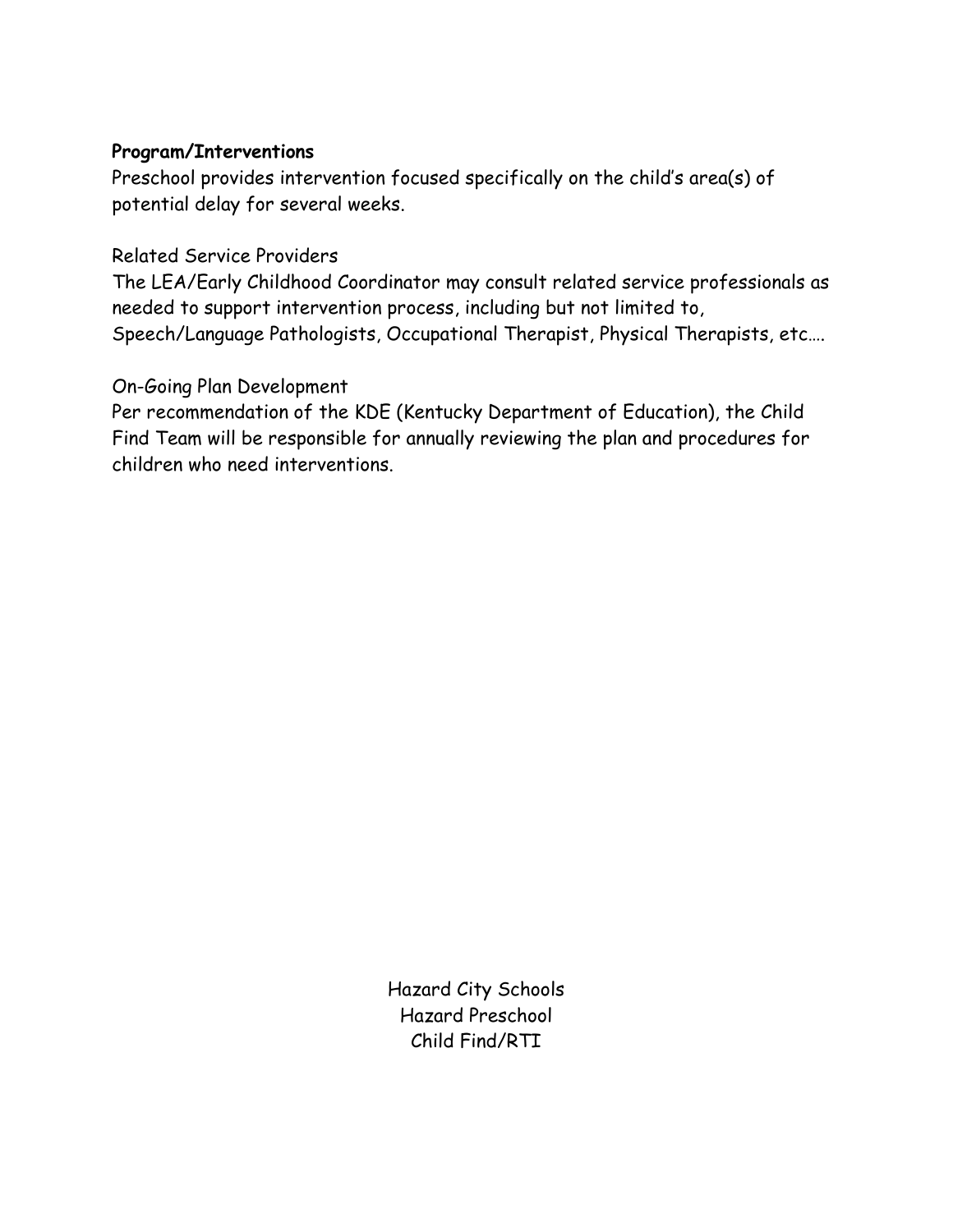**Program/Interventions**

Preschool provides intervention focused specifically on the child's area(s) of potential delay for several weeks.

Related Service Providers

The LEA/Early Childhood Coordinator may consult related service professionals as needed to support intervention process, including but not limited to, Speech/Language Pathologists, Occupational Therapist, Physical Therapists, etc….

On-Going Plan Development

Per recommendation of the KDE (Kentucky Department of Education), the Child Find Team will be responsible for annually reviewing the plan and procedures for children who need interventions.

Hazard City Schools
Hazard Preschool
Child Find/RTI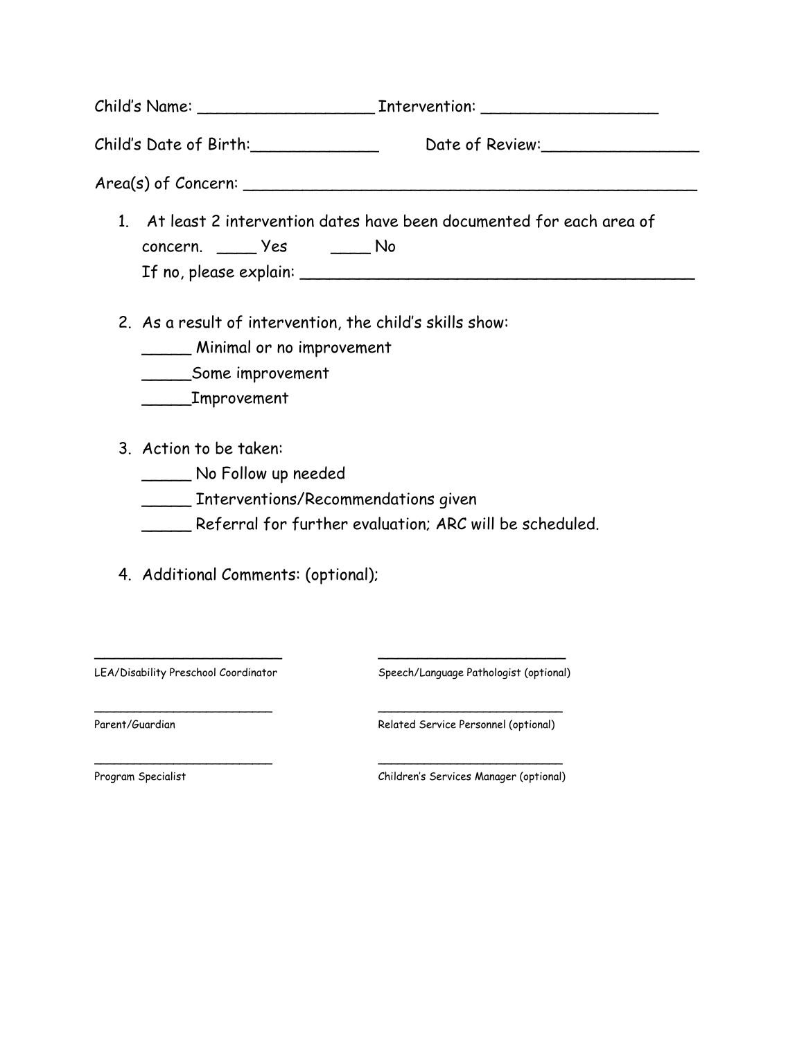Child's Name: __________________ Intervention: __________________

Child's Date of Birth:_____________ Date of Review:________________

Area(s) of Concern: ______________________________________________

1. At least 2 intervention dates have been documented for each area of concern. ____ Yes ____ No
   If no, please explain: ________________________________________

2. As a result of intervention, the child's skills show:
   _____ Minimal or no improvement
   _____Some improvement
   _____Improvement

3. Action to be taken:
   _____ No Follow up needed
   _____ Interventions/Recommendations given
   _____ Referral for further evaluation; ARC will be scheduled.

4. Additional Comments: (optional);

_____________________ LEA/Disability Preschool Coordinator

_____________________ Speech/Language Pathologist (optional)

_____________________ Parent/Guardian

_____________________ Related Service Personnel (optional)

_____________________ Program Specialist

_____________________ Children's Services Manager (optional)